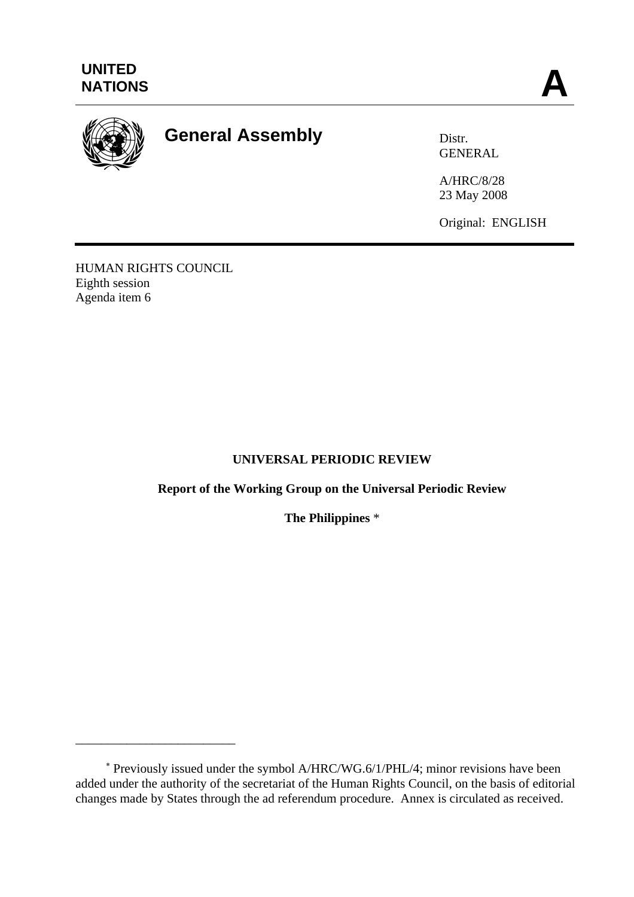UNITED NATIONS

# A

## General Assembly

Distr.
GENERAL

A/HRC/8/28
23 May 2008

Original: ENGLISH

HUMAN RIGHTS COUNCIL
Eighth session
Agenda item 6

**UNIVERSAL PERIODIC REVIEW**

**Report of the Working Group on the Universal Periodic Review**

**The Philippines** *

---

* Previously issued under the symbol A/HRC/WG.6/1/PHL/4; minor revisions have been added under the authority of the secretariat of the Human Rights Council, on the basis of editorial changes made by States through the ad referendum procedure. Annex is circulated as received.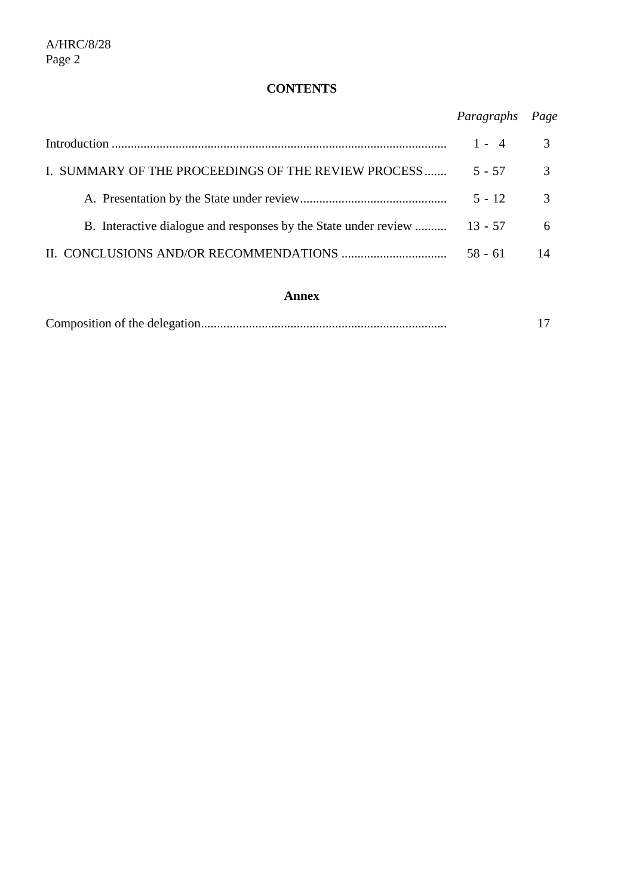## CONTENTS

| | *Paragraphs* | *Page* |
|---|---|---|
| Introduction | 1 - 4 | 3 |
| I. SUMMARY OF THE PROCEEDINGS OF THE REVIEW PROCESS | 5 - 57 | 3 |
| A. Presentation by the State under review | 5 - 12 | 3 |
| B. Interactive dialogue and responses by the State under review | 13 - 57 | 6 |
| II. CONCLUSIONS AND/OR RECOMMENDATIONS | 58 - 61 | 14 |

**Annex**

| | | |
|---|---|---|
| Composition of the delegation | | 17 |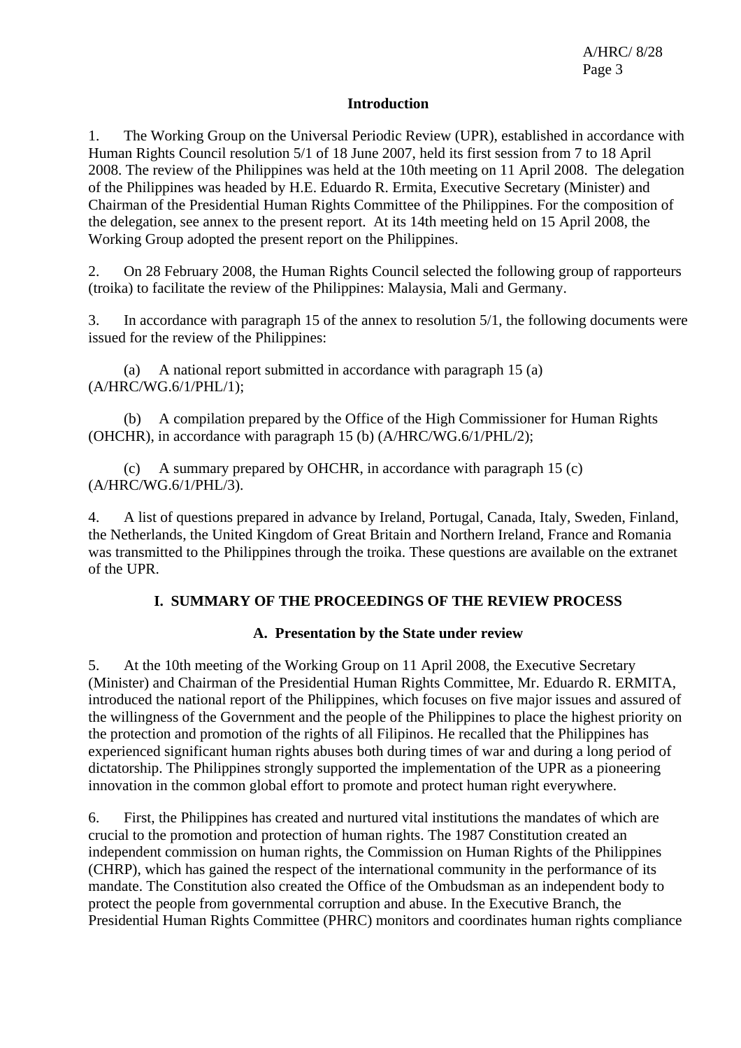## Introduction

1. The Working Group on the Universal Periodic Review (UPR), established in accordance with Human Rights Council resolution 5/1 of 18 June 2007, held its first session from 7 to 18 April 2008. The review of the Philippines was held at the 10th meeting on 11 April 2008. The delegation of the Philippines was headed by H.E. Eduardo R. Ermita, Executive Secretary (Minister) and Chairman of the Presidential Human Rights Committee of the Philippines. For the composition of the delegation, see annex to the present report. At its 14th meeting held on 15 April 2008, the Working Group adopted the present report on the Philippines.

2. On 28 February 2008, the Human Rights Council selected the following group of rapporteurs (troika) to facilitate the review of the Philippines: Malaysia, Mali and Germany.

3. In accordance with paragraph 15 of the annex to resolution 5/1, the following documents were issued for the review of the Philippines:

(a) A national report submitted in accordance with paragraph 15 (a) (A/HRC/WG.6/1/PHL/1);

(b) A compilation prepared by the Office of the High Commissioner for Human Rights (OHCHR), in accordance with paragraph 15 (b) (A/HRC/WG.6/1/PHL/2);

(c) A summary prepared by OHCHR, in accordance with paragraph 15 (c) (A/HRC/WG.6/1/PHL/3).

4. A list of questions prepared in advance by Ireland, Portugal, Canada, Italy, Sweden, Finland, the Netherlands, the United Kingdom of Great Britain and Northern Ireland, France and Romania was transmitted to the Philippines through the troika. These questions are available on the extranet of the UPR.

## I. SUMMARY OF THE PROCEEDINGS OF THE REVIEW PROCESS

### A. Presentation by the State under review

5. At the 10th meeting of the Working Group on 11 April 2008, the Executive Secretary (Minister) and Chairman of the Presidential Human Rights Committee, Mr. Eduardo R. ERMITA, introduced the national report of the Philippines, which focuses on five major issues and assured of the willingness of the Government and the people of the Philippines to place the highest priority on the protection and promotion of the rights of all Filipinos. He recalled that the Philippines has experienced significant human rights abuses both during times of war and during a long period of dictatorship. The Philippines strongly supported the implementation of the UPR as a pioneering innovation in the common global effort to promote and protect human right everywhere.

6. First, the Philippines has created and nurtured vital institutions the mandates of which are crucial to the promotion and protection of human rights. The 1987 Constitution created an independent commission on human rights, the Commission on Human Rights of the Philippines (CHRP), which has gained the respect of the international community in the performance of its mandate. The Constitution also created the Office of the Ombudsman as an independent body to protect the people from governmental corruption and abuse. In the Executive Branch, the Presidential Human Rights Committee (PHRC) monitors and coordinates human rights compliance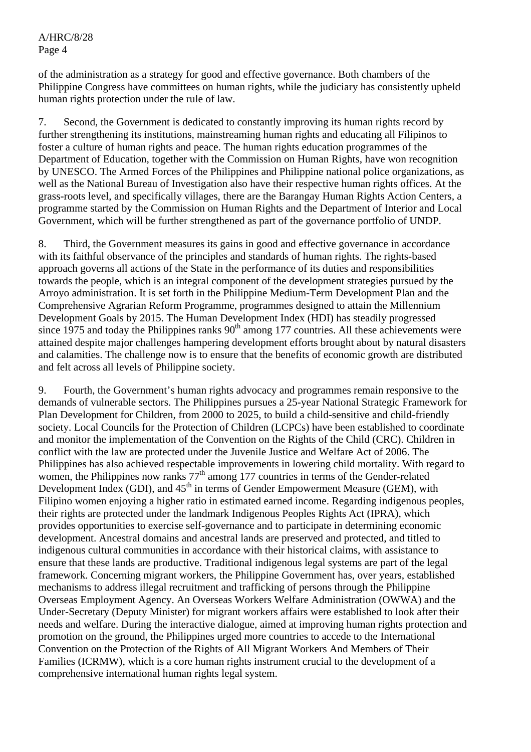of the administration as a strategy for good and effective governance. Both chambers of the Philippine Congress have committees on human rights, while the judiciary has consistently upheld human rights protection under the rule of law.

7. Second, the Government is dedicated to constantly improving its human rights record by further strengthening its institutions, mainstreaming human rights and educating all Filipinos to foster a culture of human rights and peace. The human rights education programmes of the Department of Education, together with the Commission on Human Rights, have won recognition by UNESCO. The Armed Forces of the Philippines and Philippine national police organizations, as well as the National Bureau of Investigation also have their respective human rights offices. At the grass-roots level, and specifically villages, there are the Barangay Human Rights Action Centers, a programme started by the Commission on Human Rights and the Department of Interior and Local Government, which will be further strengthened as part of the governance portfolio of UNDP.

8. Third, the Government measures its gains in good and effective governance in accordance with its faithful observance of the principles and standards of human rights. The rights-based approach governs all actions of the State in the performance of its duties and responsibilities towards the people, which is an integral component of the development strategies pursued by the Arroyo administration. It is set forth in the Philippine Medium-Term Development Plan and the Comprehensive Agrarian Reform Programme, programmes designed to attain the Millennium Development Goals by 2015. The Human Development Index (HDI) has steadily progressed since 1975 and today the Philippines ranks 90th among 177 countries. All these achievements were attained despite major challenges hampering development efforts brought about by natural disasters and calamities. The challenge now is to ensure that the benefits of economic growth are distributed and felt across all levels of Philippine society.

9. Fourth, the Government's human rights advocacy and programmes remain responsive to the demands of vulnerable sectors. The Philippines pursues a 25-year National Strategic Framework for Plan Development for Children, from 2000 to 2025, to build a child-sensitive and child-friendly society. Local Councils for the Protection of Children (LCPCs) have been established to coordinate and monitor the implementation of the Convention on the Rights of the Child (CRC). Children in conflict with the law are protected under the Juvenile Justice and Welfare Act of 2006. The Philippines has also achieved respectable improvements in lowering child mortality. With regard to women, the Philippines now ranks 77th among 177 countries in terms of the Gender-related Development Index (GDI), and 45th in terms of Gender Empowerment Measure (GEM), with Filipino women enjoying a higher ratio in estimated earned income. Regarding indigenous peoples, their rights are protected under the landmark Indigenous Peoples Rights Act (IPRA), which provides opportunities to exercise self-governance and to participate in determining economic development. Ancestral domains and ancestral lands are preserved and protected, and titled to indigenous cultural communities in accordance with their historical claims, with assistance to ensure that these lands are productive. Traditional indigenous legal systems are part of the legal framework. Concerning migrant workers, the Philippine Government has, over years, established mechanisms to address illegal recruitment and trafficking of persons through the Philippine Overseas Employment Agency. An Overseas Workers Welfare Administration (OWWA) and the Under-Secretary (Deputy Minister) for migrant workers affairs were established to look after their needs and welfare. During the interactive dialogue, aimed at improving human rights protection and promotion on the ground, the Philippines urged more countries to accede to the International Convention on the Protection of the Rights of All Migrant Workers And Members of Their Families (ICRMW), which is a core human rights instrument crucial to the development of a comprehensive international human rights legal system.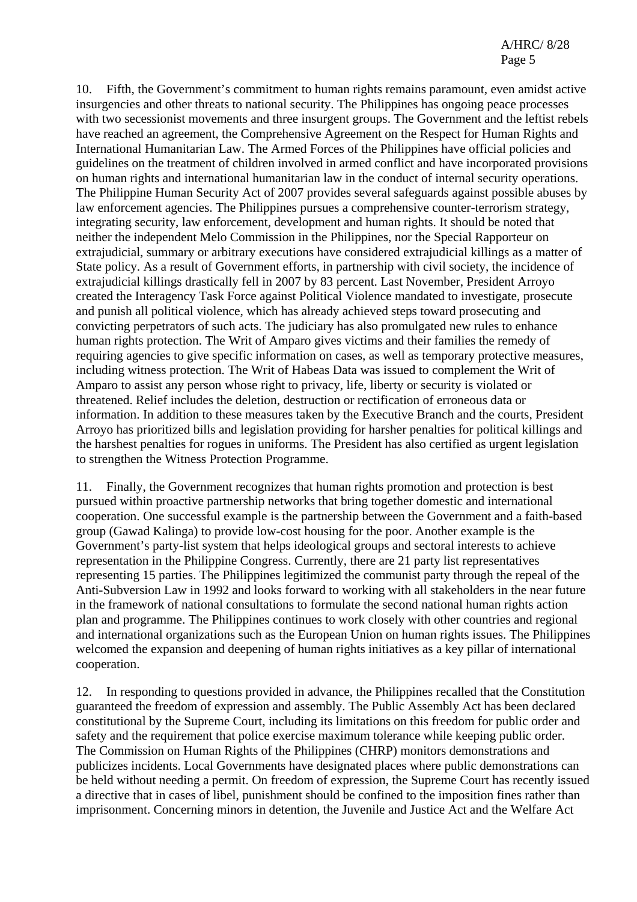10. Fifth, the Government's commitment to human rights remains paramount, even amidst active insurgencies and other threats to national security. The Philippines has ongoing peace processes with two secessionist movements and three insurgent groups. The Government and the leftist rebels have reached an agreement, the Comprehensive Agreement on the Respect for Human Rights and International Humanitarian Law. The Armed Forces of the Philippines have official policies and guidelines on the treatment of children involved in armed conflict and have incorporated provisions on human rights and international humanitarian law in the conduct of internal security operations. The Philippine Human Security Act of 2007 provides several safeguards against possible abuses by law enforcement agencies. The Philippines pursues a comprehensive counter-terrorism strategy, integrating security, law enforcement, development and human rights. It should be noted that neither the independent Melo Commission in the Philippines, nor the Special Rapporteur on extrajudicial, summary or arbitrary executions have considered extrajudicial killings as a matter of State policy. As a result of Government efforts, in partnership with civil society, the incidence of extrajudicial killings drastically fell in 2007 by 83 percent. Last November, President Arroyo created the Interagency Task Force against Political Violence mandated to investigate, prosecute and punish all political violence, which has already achieved steps toward prosecuting and convicting perpetrators of such acts. The judiciary has also promulgated new rules to enhance human rights protection. The Writ of Amparo gives victims and their families the remedy of requiring agencies to give specific information on cases, as well as temporary protective measures, including witness protection. The Writ of Habeas Data was issued to complement the Writ of Amparo to assist any person whose right to privacy, life, liberty or security is violated or threatened. Relief includes the deletion, destruction or rectification of erroneous data or information. In addition to these measures taken by the Executive Branch and the courts, President Arroyo has prioritized bills and legislation providing for harsher penalties for political killings and the harshest penalties for rogues in uniforms. The President has also certified as urgent legislation to strengthen the Witness Protection Programme.

11. Finally, the Government recognizes that human rights promotion and protection is best pursued within proactive partnership networks that bring together domestic and international cooperation. One successful example is the partnership between the Government and a faith-based group (Gawad Kalinga) to provide low-cost housing for the poor. Another example is the Government's party-list system that helps ideological groups and sectoral interests to achieve representation in the Philippine Congress. Currently, there are 21 party list representatives representing 15 parties. The Philippines legitimized the communist party through the repeal of the Anti-Subversion Law in 1992 and looks forward to working with all stakeholders in the near future in the framework of national consultations to formulate the second national human rights action plan and programme. The Philippines continues to work closely with other countries and regional and international organizations such as the European Union on human rights issues. The Philippines welcomed the expansion and deepening of human rights initiatives as a key pillar of international cooperation.

12. In responding to questions provided in advance, the Philippines recalled that the Constitution guaranteed the freedom of expression and assembly. The Public Assembly Act has been declared constitutional by the Supreme Court, including its limitations on this freedom for public order and safety and the requirement that police exercise maximum tolerance while keeping public order. The Commission on Human Rights of the Philippines (CHRP) monitors demonstrations and publicizes incidents. Local Governments have designated places where public demonstrations can be held without needing a permit. On freedom of expression, the Supreme Court has recently issued a directive that in cases of libel, punishment should be confined to the imposition fines rather than imprisonment. Concerning minors in detention, the Juvenile and Justice Act and the Welfare Act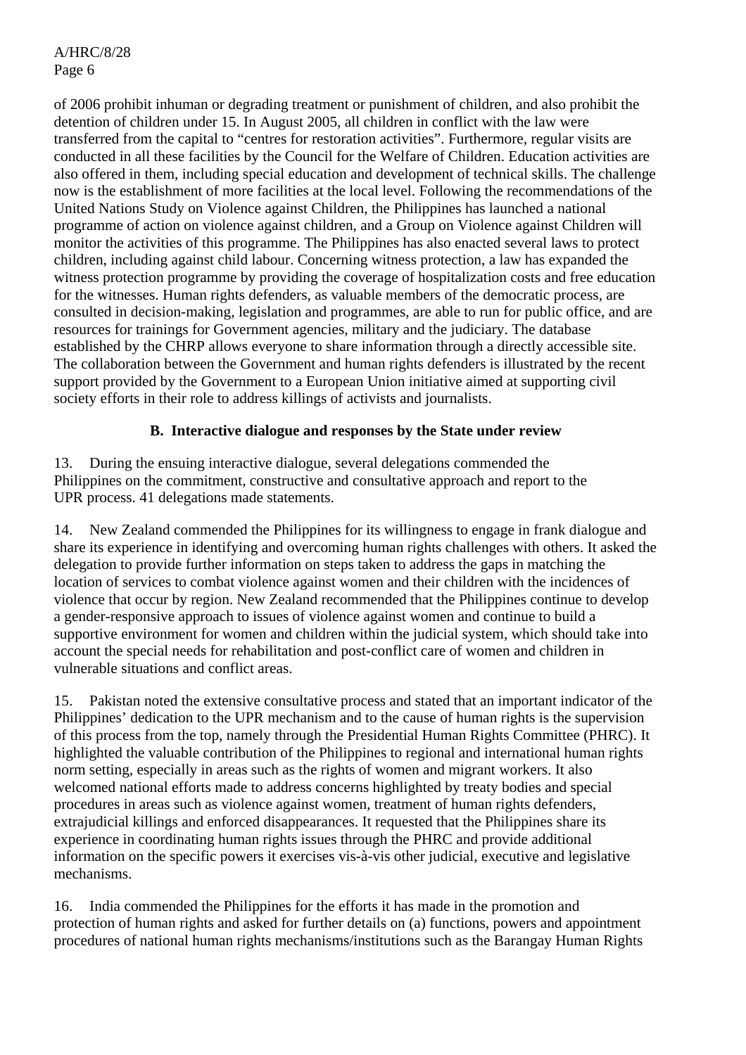of 2006 prohibit inhuman or degrading treatment or punishment of children, and also prohibit the detention of children under 15. In August 2005, all children in conflict with the law were transferred from the capital to "centres for restoration activities". Furthermore, regular visits are conducted in all these facilities by the Council for the Welfare of Children. Education activities are also offered in them, including special education and development of technical skills. The challenge now is the establishment of more facilities at the local level. Following the recommendations of the United Nations Study on Violence against Children, the Philippines has launched a national programme of action on violence against children, and a Group on Violence against Children will monitor the activities of this programme. The Philippines has also enacted several laws to protect children, including against child labour. Concerning witness protection, a law has expanded the witness protection programme by providing the coverage of hospitalization costs and free education for the witnesses. Human rights defenders, as valuable members of the democratic process, are consulted in decision-making, legislation and programmes, are able to run for public office, and are resources for trainings for Government agencies, military and the judiciary. The database established by the CHRP allows everyone to share information through a directly accessible site. The collaboration between the Government and human rights defenders is illustrated by the recent support provided by the Government to a European Union initiative aimed at supporting civil society efforts in their role to address killings of activists and journalists.

### B. Interactive dialogue and responses by the State under review

13. During the ensuing interactive dialogue, several delegations commended the Philippines on the commitment, constructive and consultative approach and report to the UPR process. 41 delegations made statements.

14. New Zealand commended the Philippines for its willingness to engage in frank dialogue and share its experience in identifying and overcoming human rights challenges with others. It asked the delegation to provide further information on steps taken to address the gaps in matching the location of services to combat violence against women and their children with the incidences of violence that occur by region. New Zealand recommended that the Philippines continue to develop a gender-responsive approach to issues of violence against women and continue to build a supportive environment for women and children within the judicial system, which should take into account the special needs for rehabilitation and post-conflict care of women and children in vulnerable situations and conflict areas.

15. Pakistan noted the extensive consultative process and stated that an important indicator of the Philippines' dedication to the UPR mechanism and to the cause of human rights is the supervision of this process from the top, namely through the Presidential Human Rights Committee (PHRC). It highlighted the valuable contribution of the Philippines to regional and international human rights norm setting, especially in areas such as the rights of women and migrant workers. It also welcomed national efforts made to address concerns highlighted by treaty bodies and special procedures in areas such as violence against women, treatment of human rights defenders, extrajudicial killings and enforced disappearances. It requested that the Philippines share its experience in coordinating human rights issues through the PHRC and provide additional information on the specific powers it exercises vis-à-vis other judicial, executive and legislative mechanisms.

16. India commended the Philippines for the efforts it has made in the promotion and protection of human rights and asked for further details on (a) functions, powers and appointment procedures of national human rights mechanisms/institutions such as the Barangay Human Rights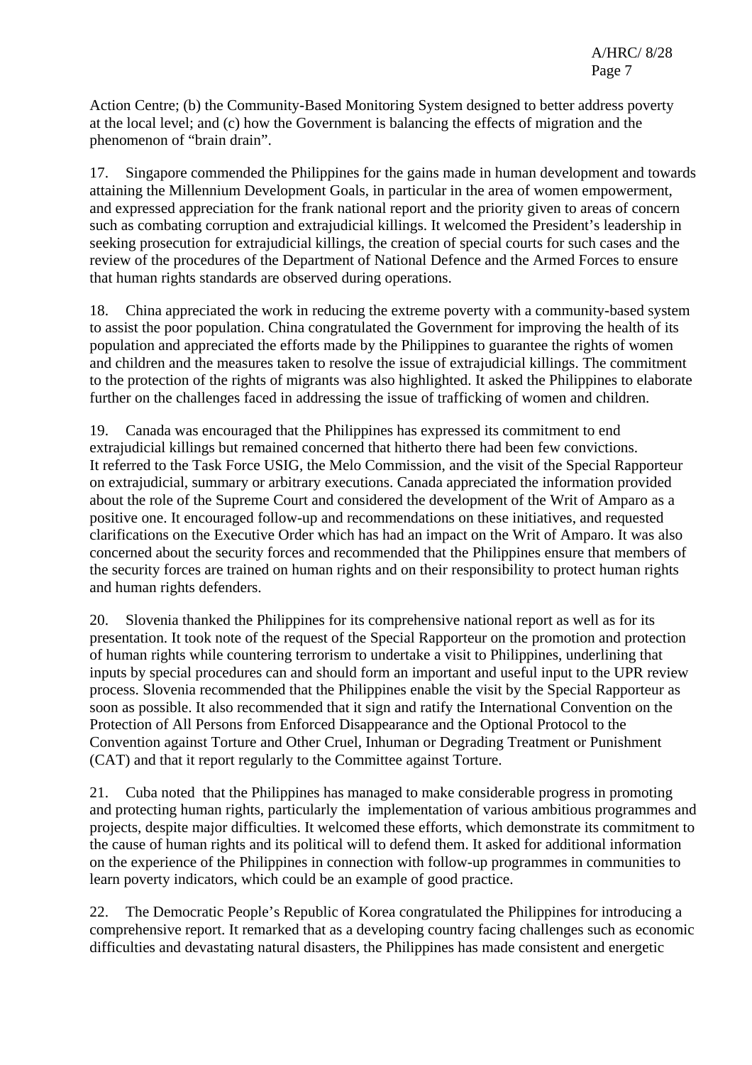Action Centre; (b) the Community-Based Monitoring System designed to better address poverty at the local level; and (c) how the Government is balancing the effects of migration and the phenomenon of "brain drain".

17. Singapore commended the Philippines for the gains made in human development and towards attaining the Millennium Development Goals, in particular in the area of women empowerment, and expressed appreciation for the frank national report and the priority given to areas of concern such as combating corruption and extrajudicial killings. It welcomed the President's leadership in seeking prosecution for extrajudicial killings, the creation of special courts for such cases and the review of the procedures of the Department of National Defence and the Armed Forces to ensure that human rights standards are observed during operations.

18. China appreciated the work in reducing the extreme poverty with a community-based system to assist the poor population. China congratulated the Government for improving the health of its population and appreciated the efforts made by the Philippines to guarantee the rights of women and children and the measures taken to resolve the issue of extrajudicial killings. The commitment to the protection of the rights of migrants was also highlighted. It asked the Philippines to elaborate further on the challenges faced in addressing the issue of trafficking of women and children.

19. Canada was encouraged that the Philippines has expressed its commitment to end extrajudicial killings but remained concerned that hitherto there had been few convictions. It referred to the Task Force USIG, the Melo Commission, and the visit of the Special Rapporteur on extrajudicial, summary or arbitrary executions. Canada appreciated the information provided about the role of the Supreme Court and considered the development of the Writ of Amparo as a positive one. It encouraged follow-up and recommendations on these initiatives, and requested clarifications on the Executive Order which has had an impact on the Writ of Amparo. It was also concerned about the security forces and recommended that the Philippines ensure that members of the security forces are trained on human rights and on their responsibility to protect human rights and human rights defenders.

20. Slovenia thanked the Philippines for its comprehensive national report as well as for its presentation. It took note of the request of the Special Rapporteur on the promotion and protection of human rights while countering terrorism to undertake a visit to Philippines, underlining that inputs by special procedures can and should form an important and useful input to the UPR review process. Slovenia recommended that the Philippines enable the visit by the Special Rapporteur as soon as possible. It also recommended that it sign and ratify the International Convention on the Protection of All Persons from Enforced Disappearance and the Optional Protocol to the Convention against Torture and Other Cruel, Inhuman or Degrading Treatment or Punishment (CAT) and that it report regularly to the Committee against Torture.

21. Cuba noted that the Philippines has managed to make considerable progress in promoting and protecting human rights, particularly the implementation of various ambitious programmes and projects, despite major difficulties. It welcomed these efforts, which demonstrate its commitment to the cause of human rights and its political will to defend them. It asked for additional information on the experience of the Philippines in connection with follow-up programmes in communities to learn poverty indicators, which could be an example of good practice.

22. The Democratic People's Republic of Korea congratulated the Philippines for introducing a comprehensive report. It remarked that as a developing country facing challenges such as economic difficulties and devastating natural disasters, the Philippines has made consistent and energetic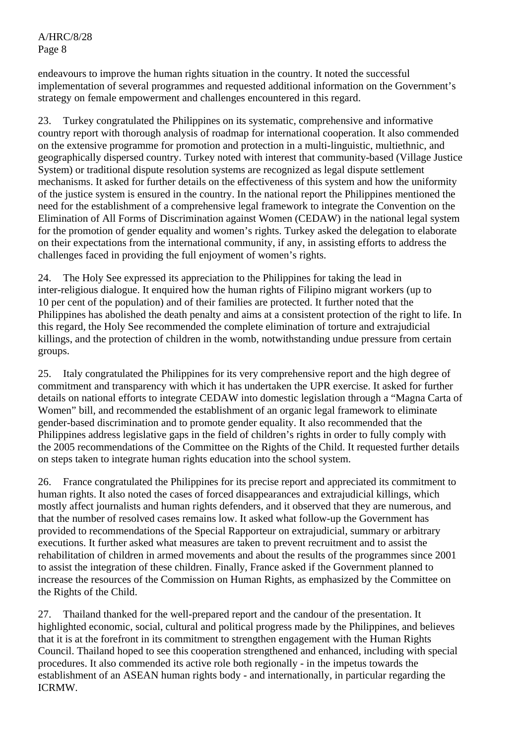endeavours to improve the human rights situation in the country. It noted the successful implementation of several programmes and requested additional information on the Government's strategy on female empowerment and challenges encountered in this regard.

23. Turkey congratulated the Philippines on its systematic, comprehensive and informative country report with thorough analysis of roadmap for international cooperation. It also commended on the extensive programme for promotion and protection in a multi-linguistic, multiethnic, and geographically dispersed country. Turkey noted with interest that community-based (Village Justice System) or traditional dispute resolution systems are recognized as legal dispute settlement mechanisms. It asked for further details on the effectiveness of this system and how the uniformity of the justice system is ensured in the country. In the national report the Philippines mentioned the need for the establishment of a comprehensive legal framework to integrate the Convention on the Elimination of All Forms of Discrimination against Women (CEDAW) in the national legal system for the promotion of gender equality and women's rights. Turkey asked the delegation to elaborate on their expectations from the international community, if any, in assisting efforts to address the challenges faced in providing the full enjoyment of women's rights.

24. The Holy See expressed its appreciation to the Philippines for taking the lead in inter-religious dialogue. It enquired how the human rights of Filipino migrant workers (up to 10 per cent of the population) and of their families are protected. It further noted that the Philippines has abolished the death penalty and aims at a consistent protection of the right to life. In this regard, the Holy See recommended the complete elimination of torture and extrajudicial killings, and the protection of children in the womb, notwithstanding undue pressure from certain groups.

25. Italy congratulated the Philippines for its very comprehensive report and the high degree of commitment and transparency with which it has undertaken the UPR exercise. It asked for further details on national efforts to integrate CEDAW into domestic legislation through a "Magna Carta of Women" bill, and recommended the establishment of an organic legal framework to eliminate gender-based discrimination and to promote gender equality. It also recommended that the Philippines address legislative gaps in the field of children's rights in order to fully comply with the 2005 recommendations of the Committee on the Rights of the Child. It requested further details on steps taken to integrate human rights education into the school system.

26. France congratulated the Philippines for its precise report and appreciated its commitment to human rights. It also noted the cases of forced disappearances and extrajudicial killings, which mostly affect journalists and human rights defenders, and it observed that they are numerous, and that the number of resolved cases remains low. It asked what follow-up the Government has provided to recommendations of the Special Rapporteur on extrajudicial, summary or arbitrary executions. It further asked what measures are taken to prevent recruitment and to assist the rehabilitation of children in armed movements and about the results of the programmes since 2001 to assist the integration of these children. Finally, France asked if the Government planned to increase the resources of the Commission on Human Rights, as emphasized by the Committee on the Rights of the Child.

27. Thailand thanked for the well-prepared report and the candour of the presentation. It highlighted economic, social, cultural and political progress made by the Philippines, and believes that it is at the forefront in its commitment to strengthen engagement with the Human Rights Council. Thailand hoped to see this cooperation strengthened and enhanced, including with special procedures. It also commended its active role both regionally - in the impetus towards the establishment of an ASEAN human rights body - and internationally, in particular regarding the ICRMW.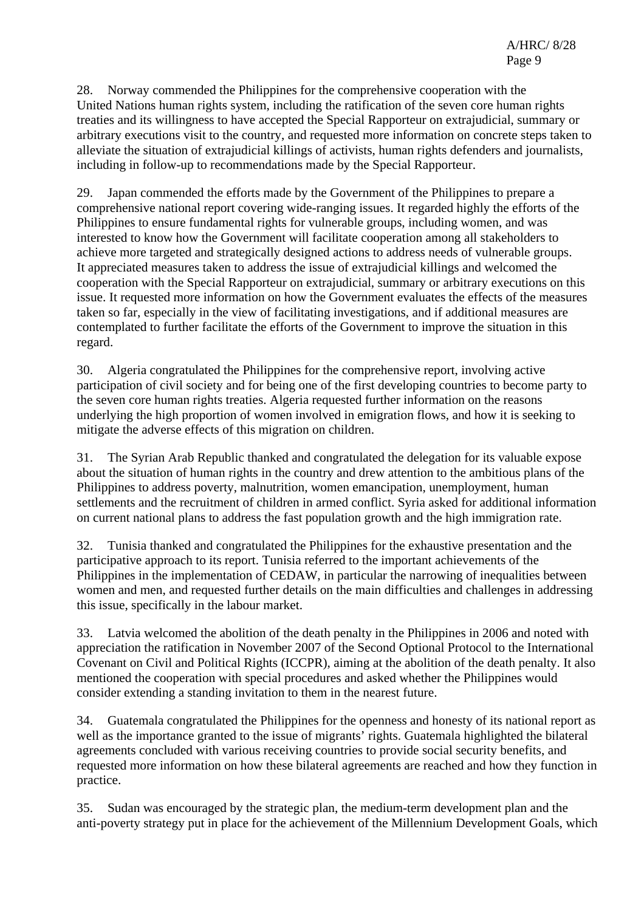28. Norway commended the Philippines for the comprehensive cooperation with the United Nations human rights system, including the ratification of the seven core human rights treaties and its willingness to have accepted the Special Rapporteur on extrajudicial, summary or arbitrary executions visit to the country, and requested more information on concrete steps taken to alleviate the situation of extrajudicial killings of activists, human rights defenders and journalists, including in follow-up to recommendations made by the Special Rapporteur.

29. Japan commended the efforts made by the Government of the Philippines to prepare a comprehensive national report covering wide-ranging issues. It regarded highly the efforts of the Philippines to ensure fundamental rights for vulnerable groups, including women, and was interested to know how the Government will facilitate cooperation among all stakeholders to achieve more targeted and strategically designed actions to address needs of vulnerable groups. It appreciated measures taken to address the issue of extrajudicial killings and welcomed the cooperation with the Special Rapporteur on extrajudicial, summary or arbitrary executions on this issue. It requested more information on how the Government evaluates the effects of the measures taken so far, especially in the view of facilitating investigations, and if additional measures are contemplated to further facilitate the efforts of the Government to improve the situation in this regard.

30. Algeria congratulated the Philippines for the comprehensive report, involving active participation of civil society and for being one of the first developing countries to become party to the seven core human rights treaties. Algeria requested further information on the reasons underlying the high proportion of women involved in emigration flows, and how it is seeking to mitigate the adverse effects of this migration on children.

31. The Syrian Arab Republic thanked and congratulated the delegation for its valuable expose about the situation of human rights in the country and drew attention to the ambitious plans of the Philippines to address poverty, malnutrition, women emancipation, unemployment, human settlements and the recruitment of children in armed conflict. Syria asked for additional information on current national plans to address the fast population growth and the high immigration rate.

32. Tunisia thanked and congratulated the Philippines for the exhaustive presentation and the participative approach to its report. Tunisia referred to the important achievements of the Philippines in the implementation of CEDAW, in particular the narrowing of inequalities between women and men, and requested further details on the main difficulties and challenges in addressing this issue, specifically in the labour market.

33. Latvia welcomed the abolition of the death penalty in the Philippines in 2006 and noted with appreciation the ratification in November 2007 of the Second Optional Protocol to the International Covenant on Civil and Political Rights (ICCPR), aiming at the abolition of the death penalty. It also mentioned the cooperation with special procedures and asked whether the Philippines would consider extending a standing invitation to them in the nearest future.

34. Guatemala congratulated the Philippines for the openness and honesty of its national report as well as the importance granted to the issue of migrants' rights. Guatemala highlighted the bilateral agreements concluded with various receiving countries to provide social security benefits, and requested more information on how these bilateral agreements are reached and how they function in practice.

35. Sudan was encouraged by the strategic plan, the medium-term development plan and the anti-poverty strategy put in place for the achievement of the Millennium Development Goals, which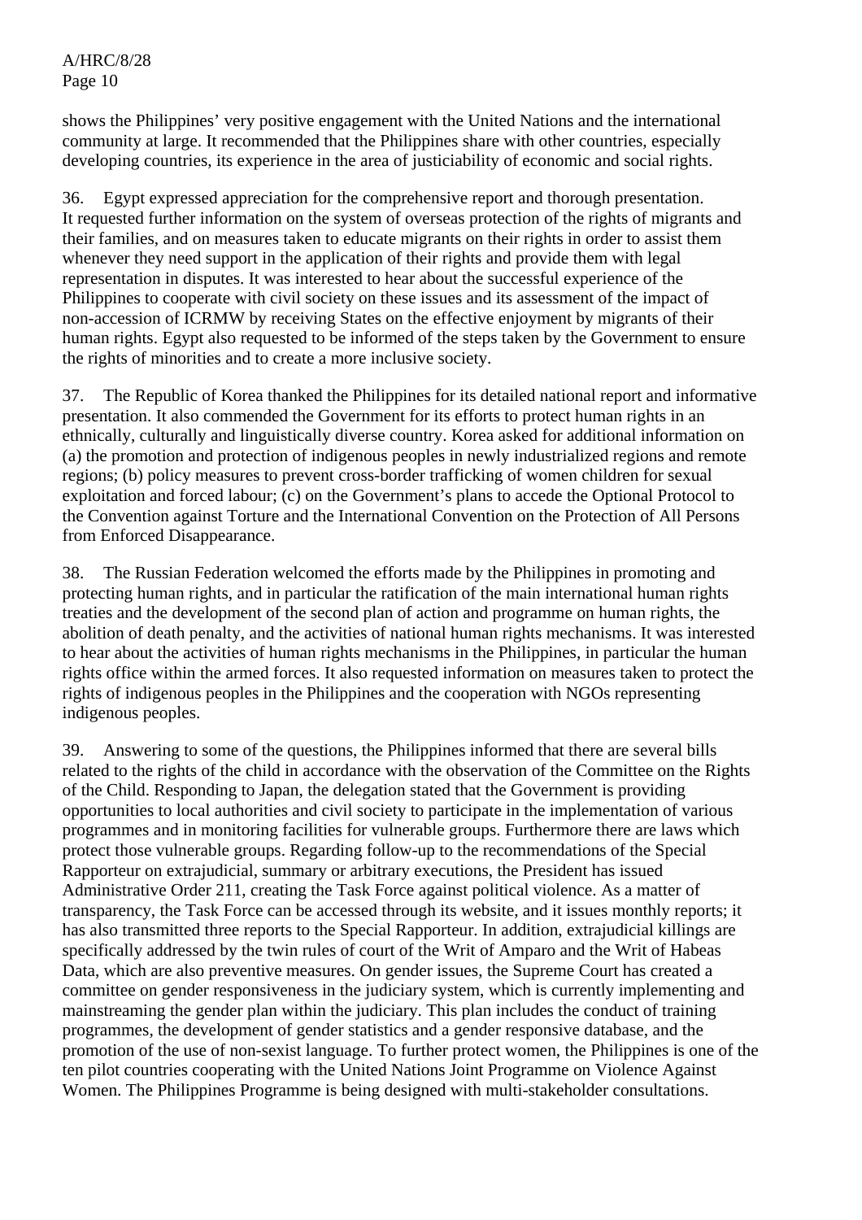shows the Philippines' very positive engagement with the United Nations and the international community at large. It recommended that the Philippines share with other countries, especially developing countries, its experience in the area of justiciability of economic and social rights.

36. Egypt expressed appreciation for the comprehensive report and thorough presentation. It requested further information on the system of overseas protection of the rights of migrants and their families, and on measures taken to educate migrants on their rights in order to assist them whenever they need support in the application of their rights and provide them with legal representation in disputes. It was interested to hear about the successful experience of the Philippines to cooperate with civil society on these issues and its assessment of the impact of non-accession of ICRMW by receiving States on the effective enjoyment by migrants of their human rights. Egypt also requested to be informed of the steps taken by the Government to ensure the rights of minorities and to create a more inclusive society.

37. The Republic of Korea thanked the Philippines for its detailed national report and informative presentation. It also commended the Government for its efforts to protect human rights in an ethnically, culturally and linguistically diverse country. Korea asked for additional information on (a) the promotion and protection of indigenous peoples in newly industrialized regions and remote regions; (b) policy measures to prevent cross-border trafficking of women children for sexual exploitation and forced labour; (c) on the Government's plans to accede the Optional Protocol to the Convention against Torture and the International Convention on the Protection of All Persons from Enforced Disappearance.

38. The Russian Federation welcomed the efforts made by the Philippines in promoting and protecting human rights, and in particular the ratification of the main international human rights treaties and the development of the second plan of action and programme on human rights, the abolition of death penalty, and the activities of national human rights mechanisms. It was interested to hear about the activities of human rights mechanisms in the Philippines, in particular the human rights office within the armed forces. It also requested information on measures taken to protect the rights of indigenous peoples in the Philippines and the cooperation with NGOs representing indigenous peoples.

39. Answering to some of the questions, the Philippines informed that there are several bills related to the rights of the child in accordance with the observation of the Committee on the Rights of the Child. Responding to Japan, the delegation stated that the Government is providing opportunities to local authorities and civil society to participate in the implementation of various programmes and in monitoring facilities for vulnerable groups. Furthermore there are laws which protect those vulnerable groups. Regarding follow-up to the recommendations of the Special Rapporteur on extrajudicial, summary or arbitrary executions, the President has issued Administrative Order 211, creating the Task Force against political violence. As a matter of transparency, the Task Force can be accessed through its website, and it issues monthly reports; it has also transmitted three reports to the Special Rapporteur. In addition, extrajudicial killings are specifically addressed by the twin rules of court of the Writ of Amparo and the Writ of Habeas Data, which are also preventive measures. On gender issues, the Supreme Court has created a committee on gender responsiveness in the judiciary system, which is currently implementing and mainstreaming the gender plan within the judiciary. This plan includes the conduct of training programmes, the development of gender statistics and a gender responsive database, and the promotion of the use of non-sexist language. To further protect women, the Philippines is one of the ten pilot countries cooperating with the United Nations Joint Programme on Violence Against Women. The Philippines Programme is being designed with multi-stakeholder consultations.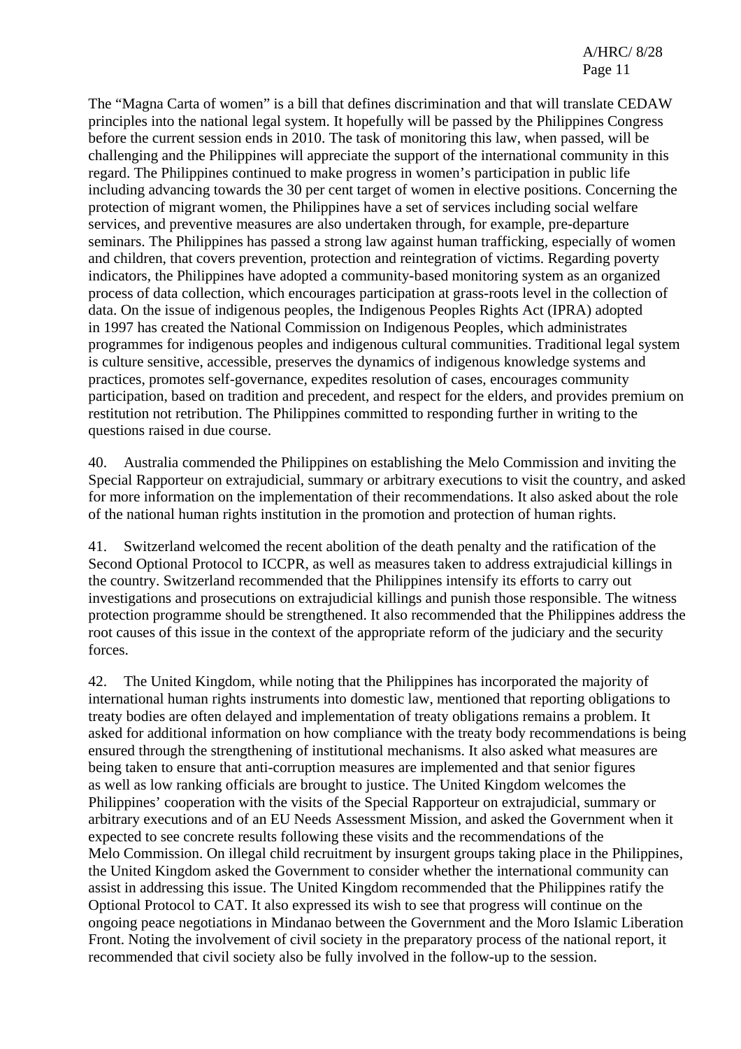The “Magna Carta of women” is a bill that defines discrimination and that will translate CEDAW principles into the national legal system. It hopefully will be passed by the Philippines Congress before the current session ends in 2010. The task of monitoring this law, when passed, will be challenging and the Philippines will appreciate the support of the international community in this regard. The Philippines continued to make progress in women’s participation in public life including advancing towards the 30 per cent target of women in elective positions. Concerning the protection of migrant women, the Philippines have a set of services including social welfare services, and preventive measures are also undertaken through, for example, pre-departure seminars. The Philippines has passed a strong law against human trafficking, especially of women and children, that covers prevention, protection and reintegration of victims. Regarding poverty indicators, the Philippines have adopted a community-based monitoring system as an organized process of data collection, which encourages participation at grass-roots level in the collection of data. On the issue of indigenous peoples, the Indigenous Peoples Rights Act (IPRA) adopted in 1997 has created the National Commission on Indigenous Peoples, which administrates programmes for indigenous peoples and indigenous cultural communities. Traditional legal system is culture sensitive, accessible, preserves the dynamics of indigenous knowledge systems and practices, promotes self-governance, expedites resolution of cases, encourages community participation, based on tradition and precedent, and respect for the elders, and provides premium on restitution not retribution. The Philippines committed to responding further in writing to the questions raised in due course.

40. Australia commended the Philippines on establishing the Melo Commission and inviting the Special Rapporteur on extrajudicial, summary or arbitrary executions to visit the country, and asked for more information on the implementation of their recommendations. It also asked about the role of the national human rights institution in the promotion and protection of human rights.

41. Switzerland welcomed the recent abolition of the death penalty and the ratification of the Second Optional Protocol to ICCPR, as well as measures taken to address extrajudicial killings in the country. Switzerland recommended that the Philippines intensify its efforts to carry out investigations and prosecutions on extrajudicial killings and punish those responsible. The witness protection programme should be strengthened. It also recommended that the Philippines address the root causes of this issue in the context of the appropriate reform of the judiciary and the security forces.

42. The United Kingdom, while noting that the Philippines has incorporated the majority of international human rights instruments into domestic law, mentioned that reporting obligations to treaty bodies are often delayed and implementation of treaty obligations remains a problem. It asked for additional information on how compliance with the treaty body recommendations is being ensured through the strengthening of institutional mechanisms. It also asked what measures are being taken to ensure that anti-corruption measures are implemented and that senior figures as well as low ranking officials are brought to justice. The United Kingdom welcomes the Philippines’ cooperation with the visits of the Special Rapporteur on extrajudicial, summary or arbitrary executions and of an EU Needs Assessment Mission, and asked the Government when it expected to see concrete results following these visits and the recommendations of the Melo Commission. On illegal child recruitment by insurgent groups taking place in the Philippines, the United Kingdom asked the Government to consider whether the international community can assist in addressing this issue. The United Kingdom recommended that the Philippines ratify the Optional Protocol to CAT. It also expressed its wish to see that progress will continue on the ongoing peace negotiations in Mindanao between the Government and the Moro Islamic Liberation Front. Noting the involvement of civil society in the preparatory process of the national report, it recommended that civil society also be fully involved in the follow-up to the session.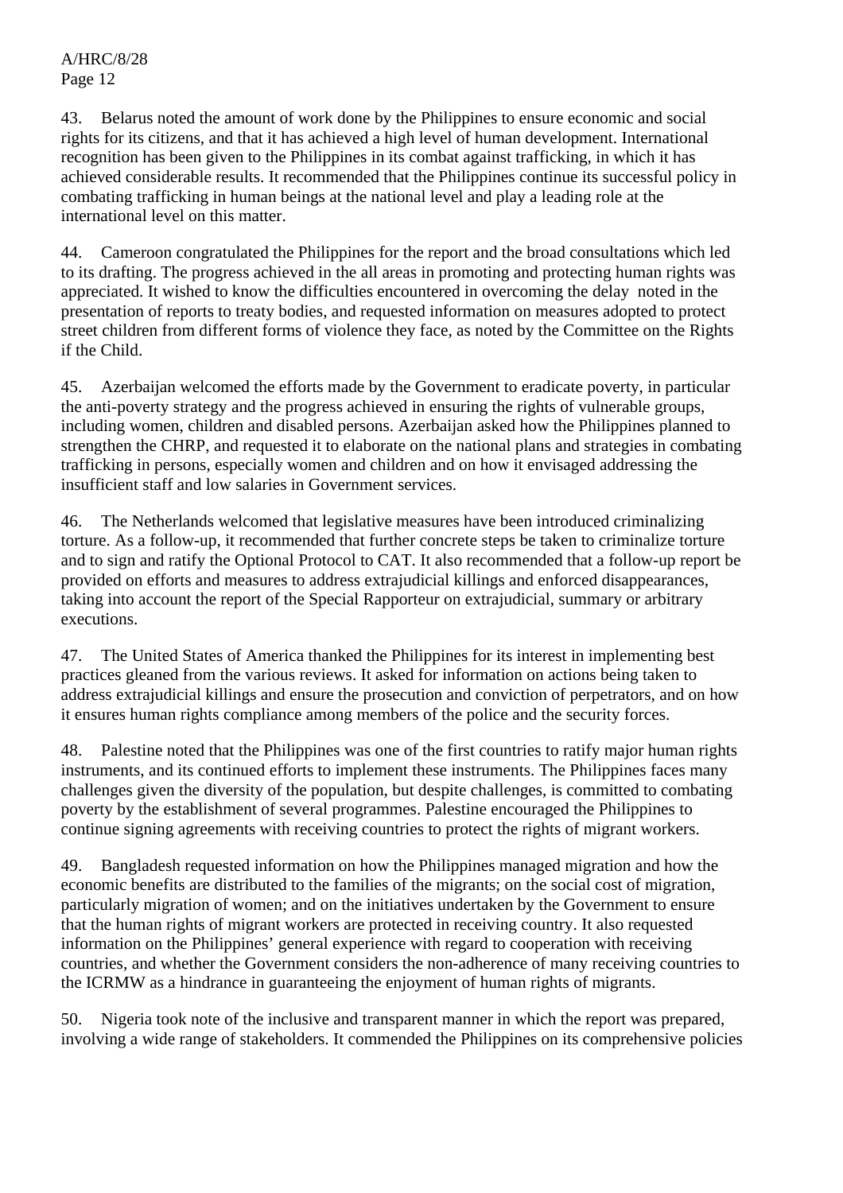43. Belarus noted the amount of work done by the Philippines to ensure economic and social rights for its citizens, and that it has achieved a high level of human development. International recognition has been given to the Philippines in its combat against trafficking, in which it has achieved considerable results. It recommended that the Philippines continue its successful policy in combating trafficking in human beings at the national level and play a leading role at the international level on this matter.

44. Cameroon congratulated the Philippines for the report and the broad consultations which led to its drafting. The progress achieved in the all areas in promoting and protecting human rights was appreciated. It wished to know the difficulties encountered in overcoming the delay noted in the presentation of reports to treaty bodies, and requested information on measures adopted to protect street children from different forms of violence they face, as noted by the Committee on the Rights if the Child.

45. Azerbaijan welcomed the efforts made by the Government to eradicate poverty, in particular the anti-poverty strategy and the progress achieved in ensuring the rights of vulnerable groups, including women, children and disabled persons. Azerbaijan asked how the Philippines planned to strengthen the CHRP, and requested it to elaborate on the national plans and strategies in combating trafficking in persons, especially women and children and on how it envisaged addressing the insufficient staff and low salaries in Government services.

46. The Netherlands welcomed that legislative measures have been introduced criminalizing torture. As a follow-up, it recommended that further concrete steps be taken to criminalize torture and to sign and ratify the Optional Protocol to CAT. It also recommended that a follow-up report be provided on efforts and measures to address extrajudicial killings and enforced disappearances, taking into account the report of the Special Rapporteur on extrajudicial, summary or arbitrary executions.

47. The United States of America thanked the Philippines for its interest in implementing best practices gleaned from the various reviews. It asked for information on actions being taken to address extrajudicial killings and ensure the prosecution and conviction of perpetrators, and on how it ensures human rights compliance among members of the police and the security forces.

48. Palestine noted that the Philippines was one of the first countries to ratify major human rights instruments, and its continued efforts to implement these instruments. The Philippines faces many challenges given the diversity of the population, but despite challenges, is committed to combating poverty by the establishment of several programmes. Palestine encouraged the Philippines to continue signing agreements with receiving countries to protect the rights of migrant workers.

49. Bangladesh requested information on how the Philippines managed migration and how the economic benefits are distributed to the families of the migrants; on the social cost of migration, particularly migration of women; and on the initiatives undertaken by the Government to ensure that the human rights of migrant workers are protected in receiving country. It also requested information on the Philippines' general experience with regard to cooperation with receiving countries, and whether the Government considers the non-adherence of many receiving countries to the ICRMW as a hindrance in guaranteeing the enjoyment of human rights of migrants.

50. Nigeria took note of the inclusive and transparent manner in which the report was prepared, involving a wide range of stakeholders. It commended the Philippines on its comprehensive policies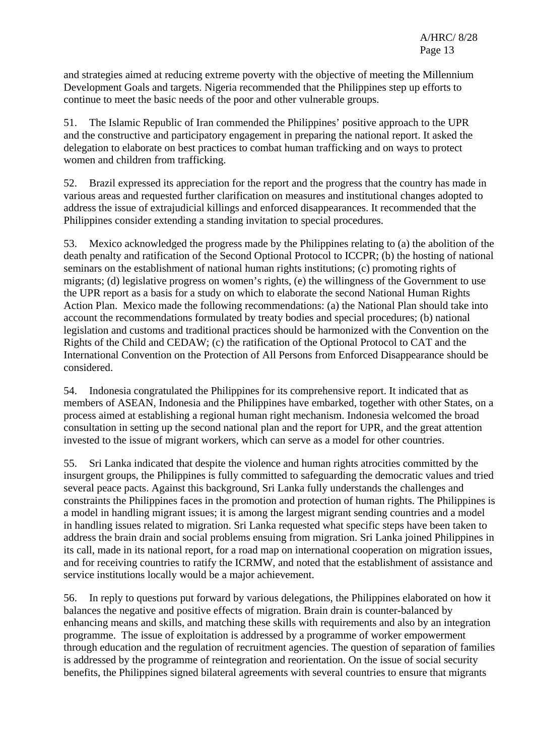and strategies aimed at reducing extreme poverty with the objective of meeting the Millennium Development Goals and targets. Nigeria recommended that the Philippines step up efforts to continue to meet the basic needs of the poor and other vulnerable groups.

51. The Islamic Republic of Iran commended the Philippines' positive approach to the UPR and the constructive and participatory engagement in preparing the national report. It asked the delegation to elaborate on best practices to combat human trafficking and on ways to protect women and children from trafficking.

52. Brazil expressed its appreciation for the report and the progress that the country has made in various areas and requested further clarification on measures and institutional changes adopted to address the issue of extrajudicial killings and enforced disappearances. It recommended that the Philippines consider extending a standing invitation to special procedures.

53. Mexico acknowledged the progress made by the Philippines relating to (a) the abolition of the death penalty and ratification of the Second Optional Protocol to ICCPR; (b) the hosting of national seminars on the establishment of national human rights institutions; (c) promoting rights of migrants; (d) legislative progress on women's rights, (e) the willingness of the Government to use the UPR report as a basis for a study on which to elaborate the second National Human Rights Action Plan. Mexico made the following recommendations: (a) the National Plan should take into account the recommendations formulated by treaty bodies and special procedures; (b) national legislation and customs and traditional practices should be harmonized with the Convention on the Rights of the Child and CEDAW; (c) the ratification of the Optional Protocol to CAT and the International Convention on the Protection of All Persons from Enforced Disappearance should be considered.

54. Indonesia congratulated the Philippines for its comprehensive report. It indicated that as members of ASEAN, Indonesia and the Philippines have embarked, together with other States, on a process aimed at establishing a regional human right mechanism. Indonesia welcomed the broad consultation in setting up the second national plan and the report for UPR, and the great attention invested to the issue of migrant workers, which can serve as a model for other countries.

55. Sri Lanka indicated that despite the violence and human rights atrocities committed by the insurgent groups, the Philippines is fully committed to safeguarding the democratic values and tried several peace pacts. Against this background, Sri Lanka fully understands the challenges and constraints the Philippines faces in the promotion and protection of human rights. The Philippines is a model in handling migrant issues; it is among the largest migrant sending countries and a model in handling issues related to migration. Sri Lanka requested what specific steps have been taken to address the brain drain and social problems ensuing from migration. Sri Lanka joined Philippines in its call, made in its national report, for a road map on international cooperation on migration issues, and for receiving countries to ratify the ICRMW, and noted that the establishment of assistance and service institutions locally would be a major achievement.

56. In reply to questions put forward by various delegations, the Philippines elaborated on how it balances the negative and positive effects of migration. Brain drain is counter-balanced by enhancing means and skills, and matching these skills with requirements and also by an integration programme. The issue of exploitation is addressed by a programme of worker empowerment through education and the regulation of recruitment agencies. The question of separation of families is addressed by the programme of reintegration and reorientation. On the issue of social security benefits, the Philippines signed bilateral agreements with several countries to ensure that migrants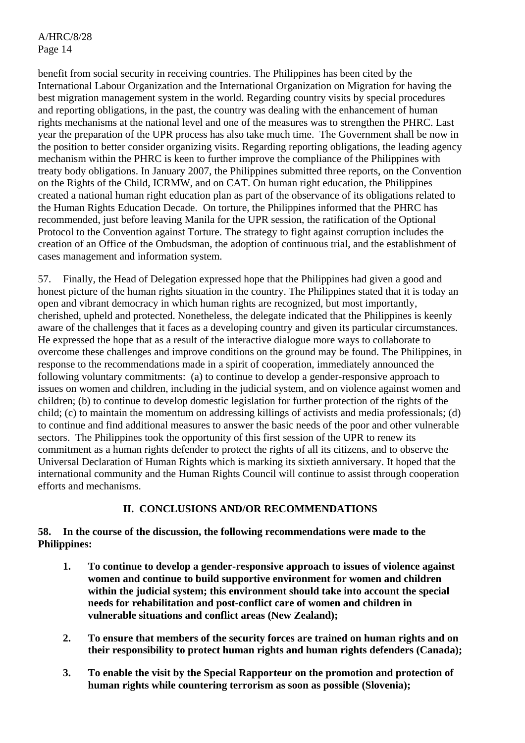benefit from social security in receiving countries. The Philippines has been cited by the International Labour Organization and the International Organization on Migration for having the best migration management system in the world. Regarding country visits by special procedures and reporting obligations, in the past, the country was dealing with the enhancement of human rights mechanisms at the national level and one of the measures was to strengthen the PHRC. Last year the preparation of the UPR process has also take much time. The Government shall be now in the position to better consider organizing visits. Regarding reporting obligations, the leading agency mechanism within the PHRC is keen to further improve the compliance of the Philippines with treaty body obligations. In January 2007, the Philippines submitted three reports, on the Convention on the Rights of the Child, ICRMW, and on CAT. On human right education, the Philippines created a national human right education plan as part of the observance of its obligations related to the Human Rights Education Decade. On torture, the Philippines informed that the PHRC has recommended, just before leaving Manila for the UPR session, the ratification of the Optional Protocol to the Convention against Torture. The strategy to fight against corruption includes the creation of an Office of the Ombudsman, the adoption of continuous trial, and the establishment of cases management and information system.

57. Finally, the Head of Delegation expressed hope that the Philippines had given a good and honest picture of the human rights situation in the country. The Philippines stated that it is today an open and vibrant democracy in which human rights are recognized, but most importantly, cherished, upheld and protected. Nonetheless, the delegate indicated that the Philippines is keenly aware of the challenges that it faces as a developing country and given its particular circumstances. He expressed the hope that as a result of the interactive dialogue more ways to collaborate to overcome these challenges and improve conditions on the ground may be found. The Philippines, in response to the recommendations made in a spirit of cooperation, immediately announced the following voluntary commitments: (a) to continue to develop a gender-responsive approach to issues on women and children, including in the judicial system, and on violence against women and children; (b) to continue to develop domestic legislation for further protection of the rights of the child; (c) to maintain the momentum on addressing killings of activists and media professionals; (d) to continue and find additional measures to answer the basic needs of the poor and other vulnerable sectors. The Philippines took the opportunity of this first session of the UPR to renew its commitment as a human rights defender to protect the rights of all its citizens, and to observe the Universal Declaration of Human Rights which is marking its sixtieth anniversary. It hoped that the international community and the Human Rights Council will continue to assist through cooperation efforts and mechanisms.

## II. CONCLUSIONS AND/OR RECOMMENDATIONS

**58. In the course of the discussion, the following recommendations were made to the Philippines:**

1. **To continue to develop a gender-responsive approach to issues of violence against women and continue to build supportive environment for women and children within the judicial system; this environment should take into account the special needs for rehabilitation and post-conflict care of women and children in vulnerable situations and conflict areas (New Zealand);**

2. **To ensure that members of the security forces are trained on human rights and on their responsibility to protect human rights and human rights defenders (Canada);**

3. **To enable the visit by the Special Rapporteur on the promotion and protection of human rights while countering terrorism as soon as possible (Slovenia);**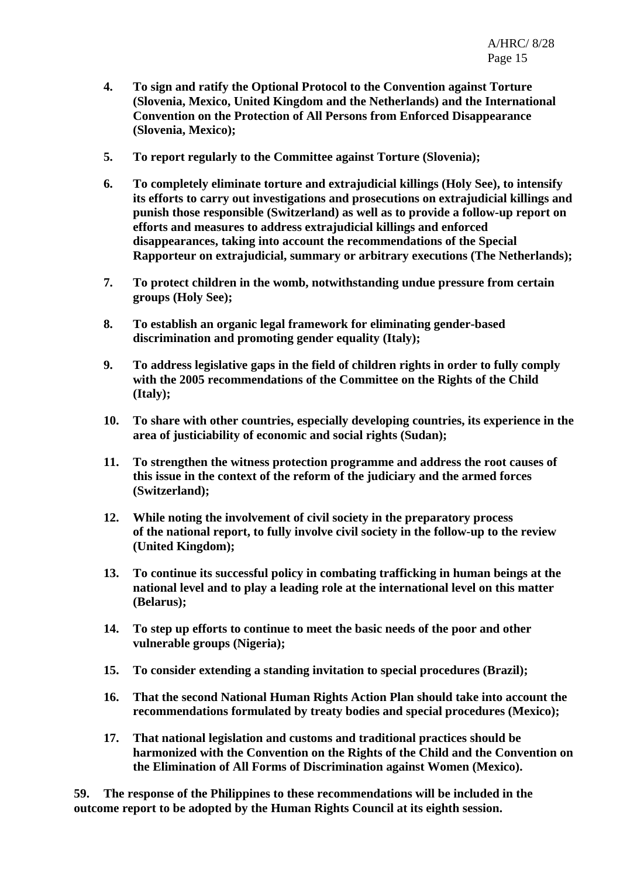**4. To sign and ratify the Optional Protocol to the Convention against Torture (Slovenia, Mexico, United Kingdom and the Netherlands) and the International Convention on the Protection of All Persons from Enforced Disappearance (Slovenia, Mexico);**

**5. To report regularly to the Committee against Torture (Slovenia);**

**6. To completely eliminate torture and extrajudicial killings (Holy See), to intensify its efforts to carry out investigations and prosecutions on extrajudicial killings and punish those responsible (Switzerland) as well as to provide a follow-up report on efforts and measures to address extrajudicial killings and enforced disappearances, taking into account the recommendations of the Special Rapporteur on extrajudicial, summary or arbitrary executions (The Netherlands);**

**7. To protect children in the womb, notwithstanding undue pressure from certain groups (Holy See);**

**8. To establish an organic legal framework for eliminating gender-based discrimination and promoting gender equality (Italy);**

**9. To address legislative gaps in the field of children rights in order to fully comply with the 2005 recommendations of the Committee on the Rights of the Child (Italy);**

**10. To share with other countries, especially developing countries, its experience in the area of justiciability of economic and social rights (Sudan);**

**11. To strengthen the witness protection programme and address the root causes of this issue in the context of the reform of the judiciary and the armed forces (Switzerland);**

**12. While noting the involvement of civil society in the preparatory process of the national report, to fully involve civil society in the follow-up to the review (United Kingdom);**

**13. To continue its successful policy in combating trafficking in human beings at the national level and to play a leading role at the international level on this matter (Belarus);**

**14. To step up efforts to continue to meet the basic needs of the poor and other vulnerable groups (Nigeria);**

**15. To consider extending a standing invitation to special procedures (Brazil);**

**16. That the second National Human Rights Action Plan should take into account the recommendations formulated by treaty bodies and special procedures (Mexico);**

**17. That national legislation and customs and traditional practices should be harmonized with the Convention on the Rights of the Child and the Convention on the Elimination of All Forms of Discrimination against Women (Mexico).**

**59. The response of the Philippines to these recommendations will be included in the outcome report to be adopted by the Human Rights Council at its eighth session.**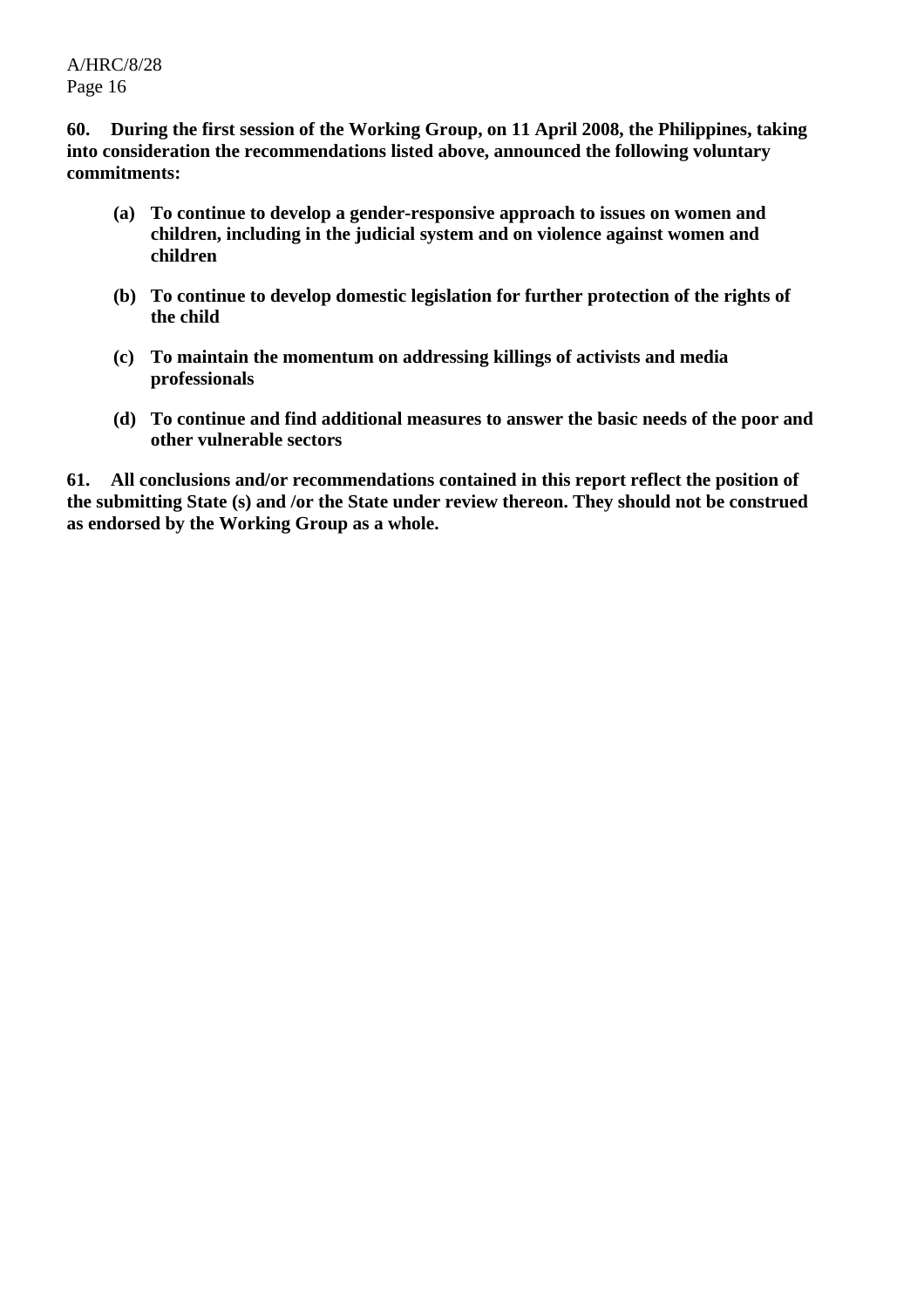**60. During the first session of the Working Group, on 11 April 2008, the Philippines, taking into consideration the recommendations listed above, announced the following voluntary commitments:**

- **(a) To continue to develop a gender-responsive approach to issues on women and children, including in the judicial system and on violence against women and children**

- **(b) To continue to develop domestic legislation for further protection of the rights of the child**

- **(c) To maintain the momentum on addressing killings of activists and media professionals**

- **(d) To continue and find additional measures to answer the basic needs of the poor and other vulnerable sectors**

**61. All conclusions and/or recommendations contained in this report reflect the position of the submitting State (s) and /or the State under review thereon. They should not be construed as endorsed by the Working Group as a whole.**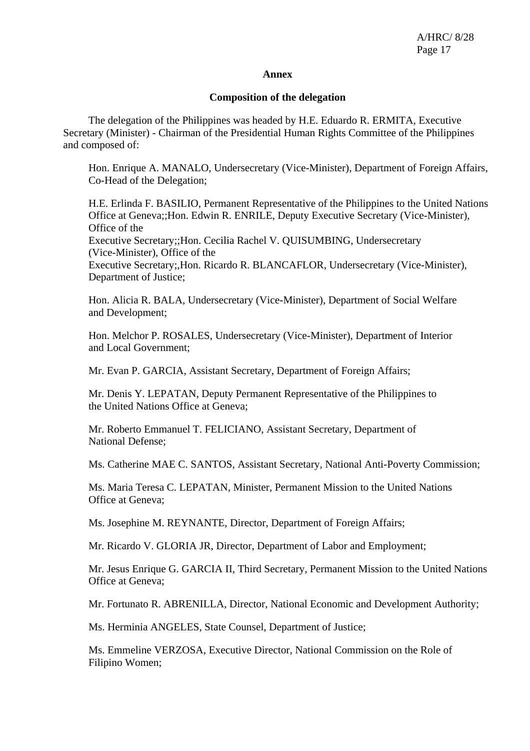**Annex**

**Composition of the delegation**

The delegation of the Philippines was headed by H.E. Eduardo R. ERMITA, Executive Secretary (Minister) - Chairman of the Presidential Human Rights Committee of the Philippines and composed of:

Hon. Enrique A. MANALO, Undersecretary (Vice-Minister), Department of Foreign Affairs, Co-Head of the Delegation;

H.E. Erlinda F. BASILIO, Permanent Representative of the Philippines to the United Nations Office at Geneva;;Hon. Edwin R. ENRILE, Deputy Executive Secretary (Vice-Minister), Office of the Executive Secretary;;Hon. Cecilia Rachel V. QUISUMBING, Undersecretary (Vice-Minister), Office of the Executive Secretary;,Hon. Ricardo R. BLANCAFLOR, Undersecretary (Vice-Minister), Department of Justice;

Hon. Alicia R. BALA, Undersecretary (Vice-Minister), Department of Social Welfare and Development;

Hon. Melchor P. ROSALES, Undersecretary (Vice-Minister), Department of Interior and Local Government;

Mr. Evan P. GARCIA, Assistant Secretary, Department of Foreign Affairs;

Mr. Denis Y. LEPATAN, Deputy Permanent Representative of the Philippines to the United Nations Office at Geneva;

Mr. Roberto Emmanuel T. FELICIANO, Assistant Secretary, Department of National Defense;

Ms. Catherine MAE C. SANTOS, Assistant Secretary, National Anti-Poverty Commission;

Ms. Maria Teresa C. LEPATAN, Minister, Permanent Mission to the United Nations Office at Geneva;

Ms. Josephine M. REYNANTE, Director, Department of Foreign Affairs;

Mr. Ricardo V. GLORIA JR, Director, Department of Labor and Employment;

Mr. Jesus Enrique G. GARCIA II, Third Secretary, Permanent Mission to the United Nations Office at Geneva;

Mr. Fortunato R. ABRENILLA, Director, National Economic and Development Authority;

Ms. Herminia ANGELES, State Counsel, Department of Justice;

Ms. Emmeline VERZOSA, Executive Director, National Commission on the Role of Filipino Women;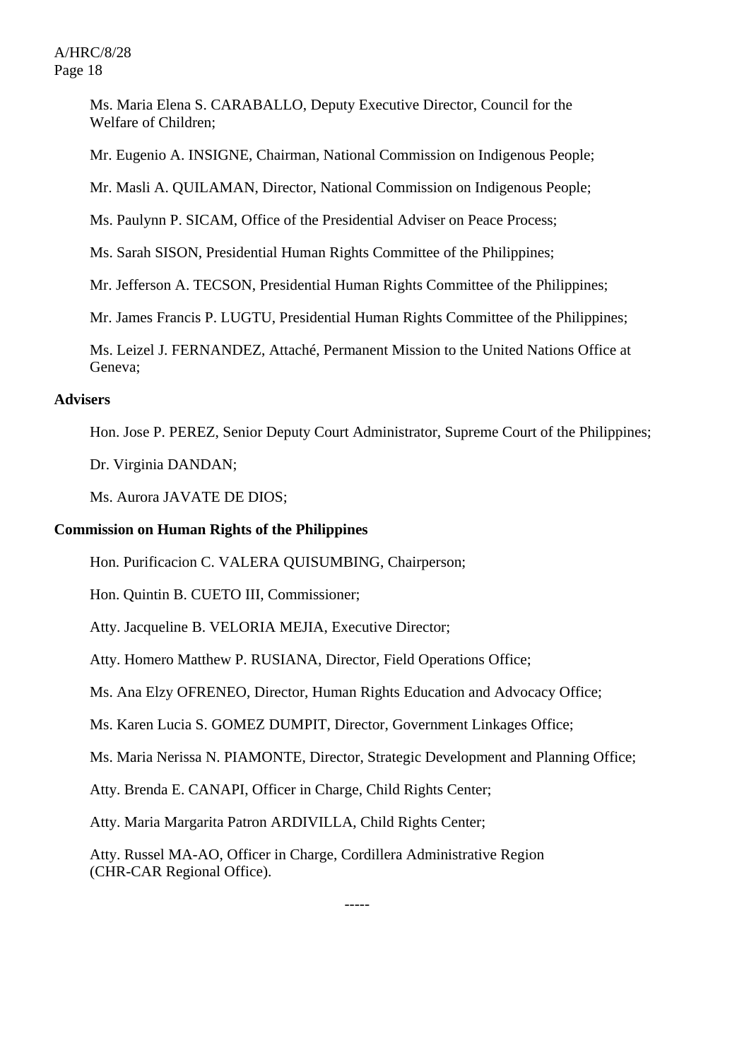Ms. Maria Elena S. CARABALLO, Deputy Executive Director, Council for the Welfare of Children;

Mr. Eugenio A. INSIGNE, Chairman, National Commission on Indigenous People;

Mr. Masli A. QUILAMAN, Director, National Commission on Indigenous People;

Ms. Paulynn P. SICAM, Office of the Presidential Adviser on Peace Process;

Ms. Sarah SISON, Presidential Human Rights Committee of the Philippines;

Mr. Jefferson A. TECSON, Presidential Human Rights Committee of the Philippines;

Mr. James Francis P. LUGTU, Presidential Human Rights Committee of the Philippines;

Ms. Leizel J. FERNANDEZ, Attaché, Permanent Mission to the United Nations Office at Geneva;

**Advisers**

Hon. Jose P. PEREZ, Senior Deputy Court Administrator, Supreme Court of the Philippines;

Dr. Virginia DANDAN;

Ms. Aurora JAVATE DE DIOS;

**Commission on Human Rights of the Philippines**

Hon. Purificacion C. VALERA QUISUMBING, Chairperson;

Hon. Quintin B. CUETO III, Commissioner;

Atty. Jacqueline B. VELORIA MEJIA, Executive Director;

Atty. Homero Matthew P. RUSIANA, Director, Field Operations Office;

Ms. Ana Elzy OFRENEO, Director, Human Rights Education and Advocacy Office;

Ms. Karen Lucia S. GOMEZ DUMPIT, Director, Government Linkages Office;

Ms. Maria Nerissa N. PIAMONTE, Director, Strategic Development and Planning Office;

Atty. Brenda E. CANAPI, Officer in Charge, Child Rights Center;

Atty. Maria Margarita Patron ARDIVILLA, Child Rights Center;

Atty. Russel MA-AO, Officer in Charge, Cordillera Administrative Region (CHR-CAR Regional Office).

-----